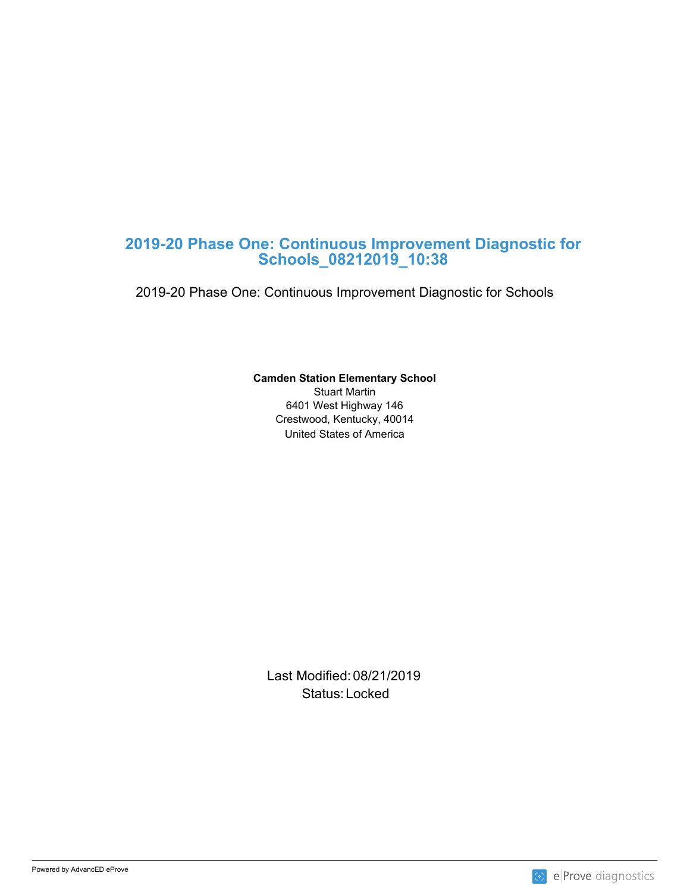# 2019-20 Phase One: Continuous Improvement Diagnostic for Schools_08212019_10:38

2019-20 Phase One: Continuous Improvement Diagnostic for Schools

**Camden Station Elementary School**
Stuart Martin
6401 West Highway 146
Crestwood, Kentucky, 40014
United States of America

Last Modified: 08/21/2019
Status: Locked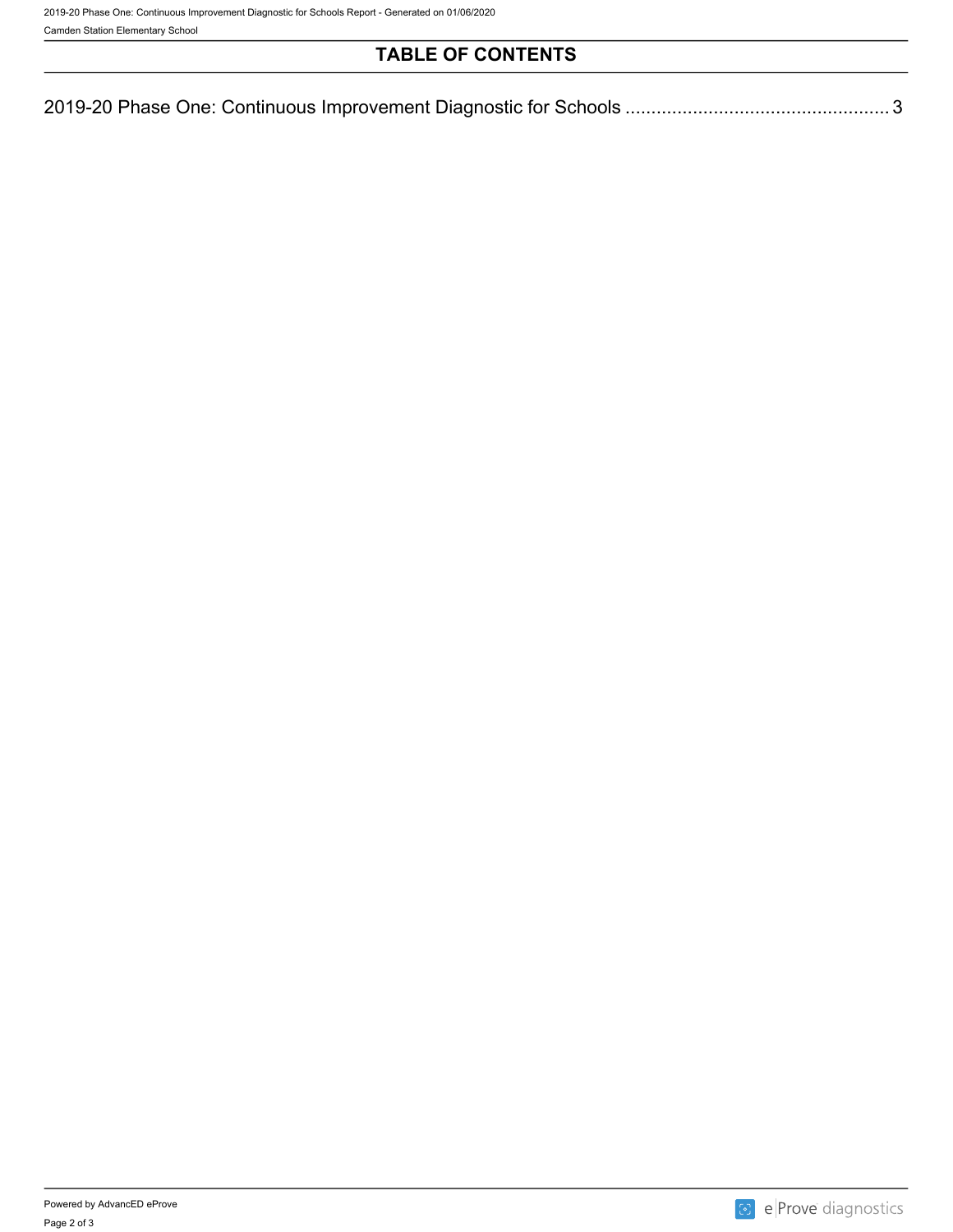# TABLE OF CONTENTS

2019-20 Phase One: Continuous Improvement Diagnostic for Schools .................................................. 3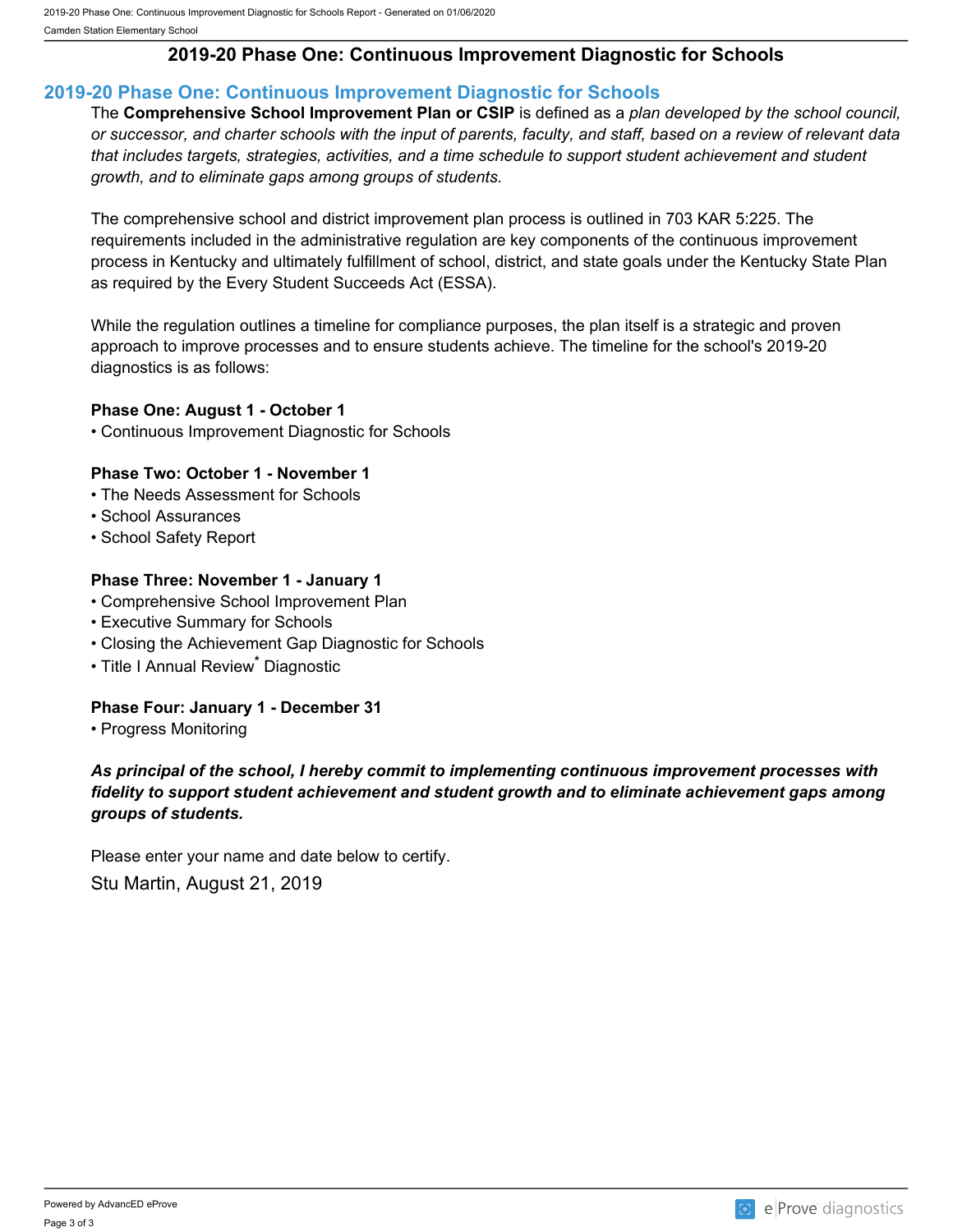# 2019-20 Phase One: Continuous Improvement Diagnostic for Schools

## 2019-20 Phase One: Continuous Improvement Diagnostic for Schools

The **Comprehensive School Improvement Plan or CSIP** is defined as a *plan developed by the school council, or successor, and charter schools with the input of parents, faculty, and staff, based on a review of relevant data that includes targets, strategies, activities, and a time schedule to support student achievement and student growth, and to eliminate gaps among groups of students.*

The comprehensive school and district improvement plan process is outlined in 703 KAR 5:225. The requirements included in the administrative regulation are key components of the continuous improvement process in Kentucky and ultimately fulfillment of school, district, and state goals under the Kentucky State Plan as required by the Every Student Succeeds Act (ESSA).

While the regulation outlines a timeline for compliance purposes, the plan itself is a strategic and proven approach to improve processes and to ensure students achieve. The timeline for the school's 2019-20 diagnostics is as follows:

**Phase One: August 1 - October 1**
- Continuous Improvement Diagnostic for Schools

**Phase Two: October 1 - November 1**
- The Needs Assessment for Schools
- School Assurances
- School Safety Report

**Phase Three: November 1 - January 1**
- Comprehensive School Improvement Plan
- Executive Summary for Schools
- Closing the Achievement Gap Diagnostic for Schools
- Title I Annual Review* Diagnostic

**Phase Four: January 1 - December 31**
- Progress Monitoring

***As principal of the school, I hereby commit to implementing continuous improvement processes with fidelity to support student achievement and student growth and to eliminate achievement gaps among groups of students.***

Please enter your name and date below to certify.

Stu Martin, August 21, 2019